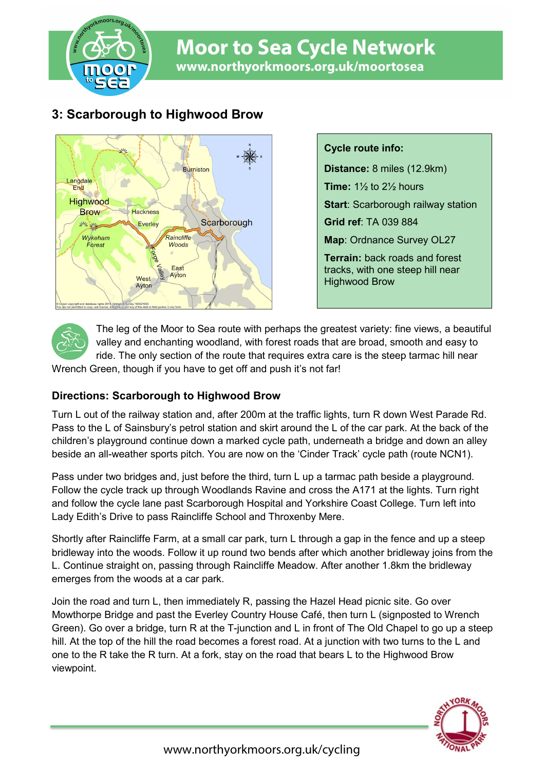# Moor to Sea Cycle Network

www.northyorkmoors.org.uk/moortosea

## 3: Scarborough to Highwood Brow

**Cycle route info:**

**Distance:** 8 miles (12.9km)

**Time:** 1½ to 2½ hours

**Start**: Scarborough railway station

**Grid ref**: TA 039 884

**Map**: Ordnance Survey OL27

**Terrain:** back roads and forest tracks, with one steep hill near Highwood Brow

The leg of the Moor to Sea route with perhaps the greatest variety: fine views, a beautiful valley and enchanting woodland, with forest roads that are broad, smooth and easy to ride. The only section of the route that requires extra care is the steep tarmac hill near Wrench Green, though if you have to get off and push it's not far!

### Directions: Scarborough to Highwood Brow

Turn L out of the railway station and, after 200m at the traffic lights, turn R down West Parade Rd. Pass to the L of Sainsbury's petrol station and skirt around the L of the car park. At the back of the children's playground continue down a marked cycle path, underneath a bridge and down an alley beside an all-weather sports pitch. You are now on the 'Cinder Track' cycle path (route NCN1).

Pass under two bridges and, just before the third, turn L up a tarmac path beside a playground. Follow the cycle track up through Woodlands Ravine and cross the A171 at the lights. Turn right and follow the cycle lane past Scarborough Hospital and Yorkshire Coast College. Turn left into Lady Edith's Drive to pass Raincliffe School and Throxenby Mere.

Shortly after Raincliffe Farm, at a small car park, turn L through a gap in the fence and up a steep bridleway into the woods. Follow it up round two bends after which another bridleway joins from the L. Continue straight on, passing through Raincliffe Meadow. After another 1.8km the bridleway emerges from the woods at a car park.

Join the road and turn L, then immediately R, passing the Hazel Head picnic site. Go over Mowthorpe Bridge and past the Everley Country House Café, then turn L (signposted to Wrench Green). Go over a bridge, turn R at the T-junction and L in front of The Old Chapel to go up a steep hill. At the top of the hill the road becomes a forest road. At a junction with two turns to the L and one to the R take the R turn. At a fork, stay on the road that bears L to the Highwood Brow viewpoint.

www.northyorkmoors.org.uk/cycling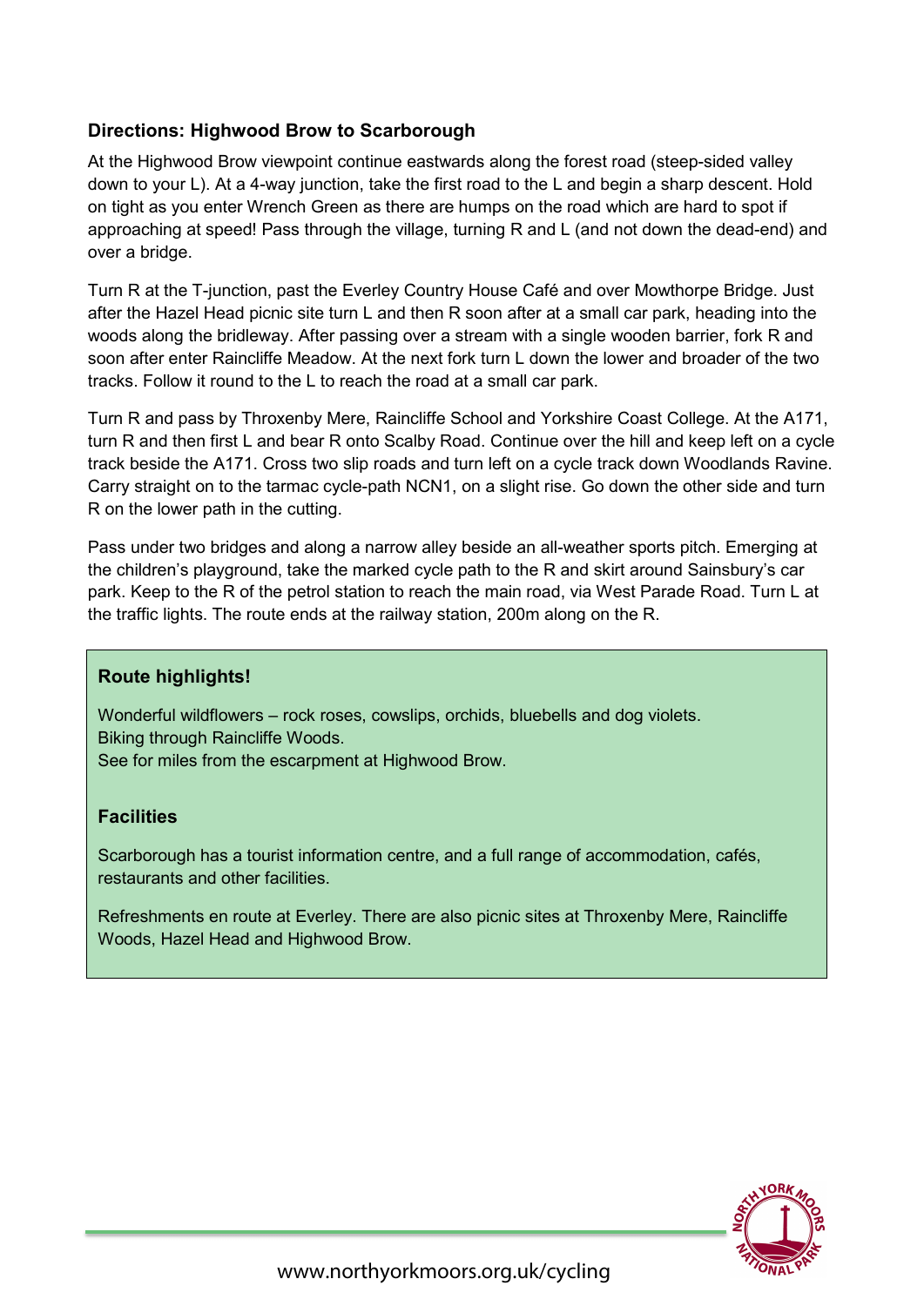### Directions: Highwood Brow to Scarborough

At the Highwood Brow viewpoint continue eastwards along the forest road (steep-sided valley down to your L). At a 4-way junction, take the first road to the L and begin a sharp descent. Hold on tight as you enter Wrench Green as there are humps on the road which are hard to spot if approaching at speed! Pass through the village, turning R and L (and not down the dead-end) and over a bridge.

Turn R at the T-junction, past the Everley Country House Café and over Mowthorpe Bridge. Just after the Hazel Head picnic site turn L and then R soon after at a small car park, heading into the woods along the bridleway. After passing over a stream with a single wooden barrier, fork R and soon after enter Raincliffe Meadow. At the next fork turn L down the lower and broader of the two tracks. Follow it round to the L to reach the road at a small car park.

Turn R and pass by Throxenby Mere, Raincliffe School and Yorkshire Coast College. At the A171, turn R and then first L and bear R onto Scalby Road. Continue over the hill and keep left on a cycle track beside the A171. Cross two slip roads and turn left on a cycle track down Woodlands Ravine. Carry straight on to the tarmac cycle-path NCN1, on a slight rise. Go down the other side and turn R on the lower path in the cutting.

Pass under two bridges and along a narrow alley beside an all-weather sports pitch. Emerging at the children's playground, take the marked cycle path to the R and skirt around Sainsbury's car park. Keep to the R of the petrol station to reach the main road, via West Parade Road. Turn L at the traffic lights. The route ends at the railway station, 200m along on the R.

#### Route highlights!

Wonderful wildflowers – rock roses, cowslips, orchids, bluebells and dog violets.
Biking through Raincliffe Woods.
See for miles from the escarpment at Highwood Brow.

#### Facilities

Scarborough has a tourist information centre, and a full range of accommodation, cafés, restaurants and other facilities.

Refreshments en route at Everley. There are also picnic sites at Throxenby Mere, Raincliffe Woods, Hazel Head and Highwood Brow.